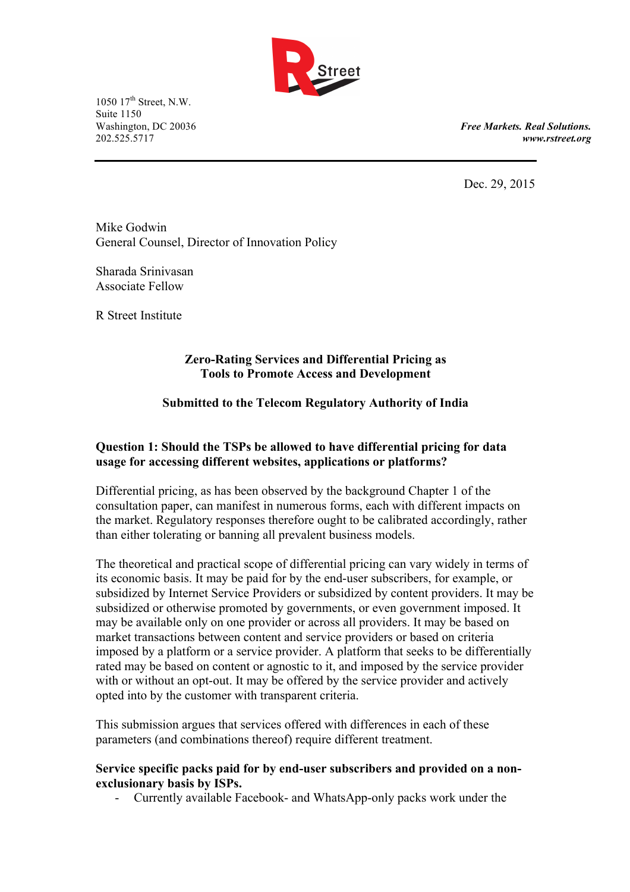1050 17th Street, N.W.
Suite 1150
Washington, DC 20036
202.525.5717

*Free Markets. Real Solutions.*
*www.rstreet.org*

Dec. 29, 2015

Mike Godwin
General Counsel, Director of Innovation Policy

Sharada Srinivasan
Associate Fellow

R Street Institute

**Zero-Rating Services and Differential Pricing as Tools to Promote Access and Development**

**Submitted to the Telecom Regulatory Authority of India**

**Question 1: Should the TSPs be allowed to have differential pricing for data usage for accessing different websites, applications or platforms?**

Differential pricing, as has been observed by the background Chapter 1 of the consultation paper, can manifest in numerous forms, each with different impacts on the market. Regulatory responses therefore ought to be calibrated accordingly, rather than either tolerating or banning all prevalent business models.

The theoretical and practical scope of differential pricing can vary widely in terms of its economic basis. It may be paid for by the end-user subscribers, for example, or subsidized by Internet Service Providers or subsidized by content providers. It may be subsidized or otherwise promoted by governments, or even government imposed. It may be available only on one provider or across all providers. It may be based on market transactions between content and service providers or based on criteria imposed by a platform or a service provider. A platform that seeks to be differentially rated may be based on content or agnostic to it, and imposed by the service provider with or without an opt-out. It may be offered by the service provider and actively opted into by the customer with transparent criteria.

This submission argues that services offered with differences in each of these parameters (and combinations thereof) require different treatment.

**Service specific packs paid for by end-user subscribers and provided on a non-exclusionary basis by ISPs.**

- Currently available Facebook- and WhatsApp-only packs work under the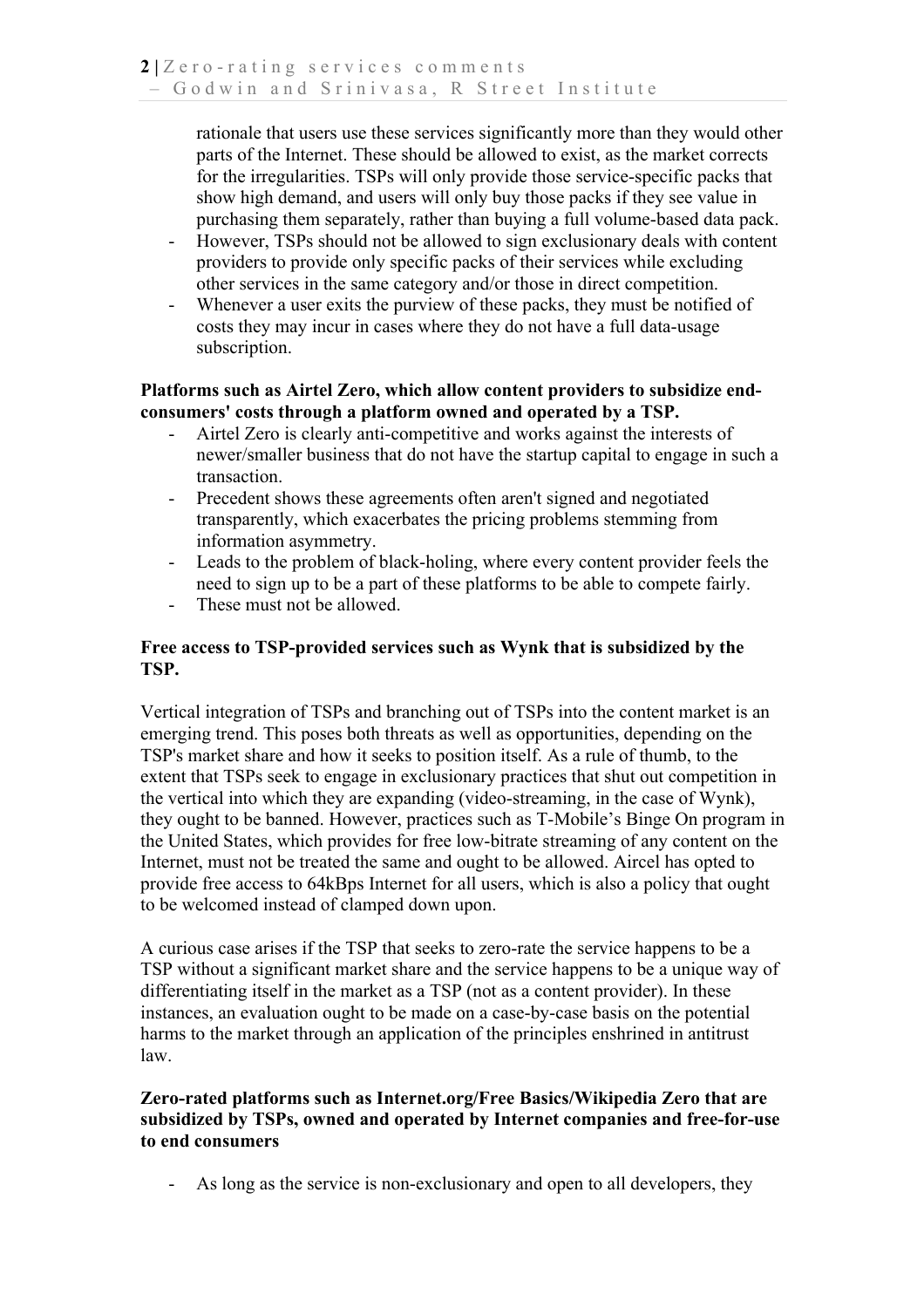rationale that users use these services significantly more than they would other parts of the Internet. These should be allowed to exist, as the market corrects for the irregularities. TSPs will only provide those service-specific packs that show high demand, and users will only buy those packs if they see value in purchasing them separately, rather than buying a full volume-based data pack.

- However, TSPs should not be allowed to sign exclusionary deals with content providers to provide only specific packs of their services while excluding other services in the same category and/or those in direct competition.
- Whenever a user exits the purview of these packs, they must be notified of costs they may incur in cases where they do not have a full data-usage subscription.

**Platforms such as Airtel Zero, which allow content providers to subsidize end-consumers' costs through a platform owned and operated by a TSP.**

- Airtel Zero is clearly anti-competitive and works against the interests of newer/smaller business that do not have the startup capital to engage in such a transaction.
- Precedent shows these agreements often aren't signed and negotiated transparently, which exacerbates the pricing problems stemming from information asymmetry.
- Leads to the problem of black-holing, where every content provider feels the need to sign up to be a part of these platforms to be able to compete fairly.
- These must not be allowed.

**Free access to TSP-provided services such as Wynk that is subsidized by the TSP.**

Vertical integration of TSPs and branching out of TSPs into the content market is an emerging trend. This poses both threats as well as opportunities, depending on the TSP's market share and how it seeks to position itself. As a rule of thumb, to the extent that TSPs seek to engage in exclusionary practices that shut out competition in the vertical into which they are expanding (video-streaming, in the case of Wynk), they ought to be banned. However, practices such as T-Mobile's Binge On program in the United States, which provides for free low-bitrate streaming of any content on the Internet, must not be treated the same and ought to be allowed. Aircel has opted to provide free access to 64kBps Internet for all users, which is also a policy that ought to be welcomed instead of clamped down upon.

A curious case arises if the TSP that seeks to zero-rate the service happens to be a TSP without a significant market share and the service happens to be a unique way of differentiating itself in the market as a TSP (not as a content provider). In these instances, an evaluation ought to be made on a case-by-case basis on the potential harms to the market through an application of the principles enshrined in antitrust law.

**Zero-rated platforms such as Internet.org/Free Basics/Wikipedia Zero that are subsidized by TSPs, owned and operated by Internet companies and free-for-use to end consumers**

- As long as the service is non-exclusionary and open to all developers, they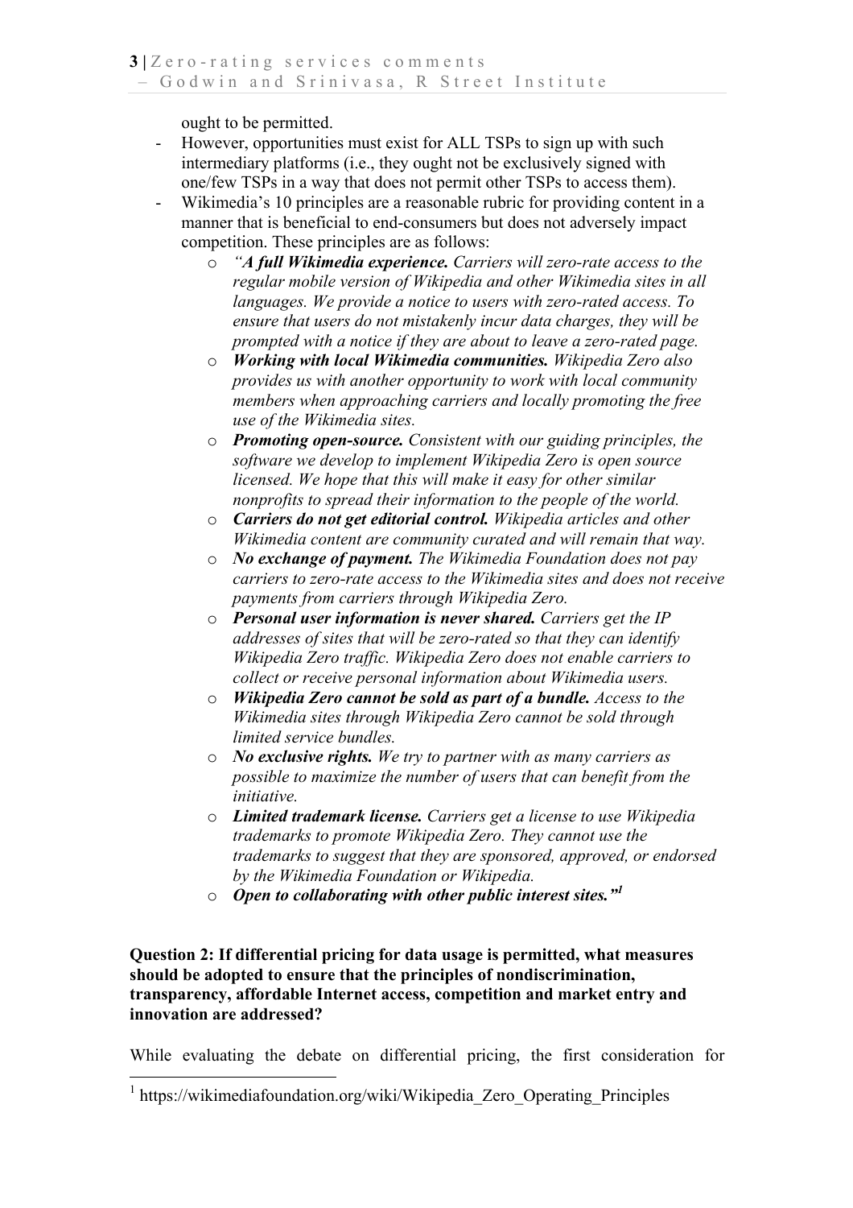ought to be permitted.

- However, opportunities must exist for ALL TSPs to sign up with such intermediary platforms (i.e., they ought not be exclusively signed with one/few TSPs in a way that does not permit other TSPs to access them).
- Wikimedia's 10 principles are a reasonable rubric for providing content in a manner that is beneficial to end-consumers but does not adversely impact competition. These principles are as follows:
  - *"**A full Wikimedia experience.** Carriers will zero-rate access to the regular mobile version of Wikipedia and other Wikimedia sites in all languages. We provide a notice to users with zero-rated access. To ensure that users do not mistakenly incur data charges, they will be prompted with a notice if they are about to leave a zero-rated page.*
  - ***Working with local Wikimedia communities.** Wikipedia Zero also provides us with another opportunity to work with local community members when approaching carriers and locally promoting the free use of the Wikimedia sites.*
  - ***Promoting open-source.** Consistent with our guiding principles, the software we develop to implement Wikipedia Zero is open source licensed. We hope that this will make it easy for other similar nonprofits to spread their information to the people of the world.*
  - ***Carriers do not get editorial control.** Wikipedia articles and other Wikimedia content are community curated and will remain that way.*
  - ***No exchange of payment.** The Wikimedia Foundation does not pay carriers to zero-rate access to the Wikimedia sites and does not receive payments from carriers through Wikipedia Zero.*
  - ***Personal user information is never shared.** Carriers get the IP addresses of sites that will be zero-rated so that they can identify Wikipedia Zero traffic. Wikipedia Zero does not enable carriers to collect or receive personal information about Wikimedia users.*
  - ***Wikipedia Zero cannot be sold as part of a bundle.** Access to the Wikimedia sites through Wikipedia Zero cannot be sold through limited service bundles.*
  - ***No exclusive rights.** We try to partner with as many carriers as possible to maximize the number of users that can benefit from the initiative.*
  - ***Limited trademark license.** Carriers get a license to use Wikipedia trademarks to promote Wikipedia Zero. They cannot use the trademarks to suggest that they are sponsored, approved, or endorsed by the Wikimedia Foundation or Wikipedia.*
  - ***Open to collaborating with other public interest sites."***[1]

**Question 2: If differential pricing for data usage is permitted, what measures should be adopted to ensure that the principles of nondiscrimination, transparency, affordable Internet access, competition and market entry and innovation are addressed?**

While evaluating the debate on differential pricing, the first consideration for

[1] https://wikimediafoundation.org/wiki/Wikipedia_Zero_Operating_Principles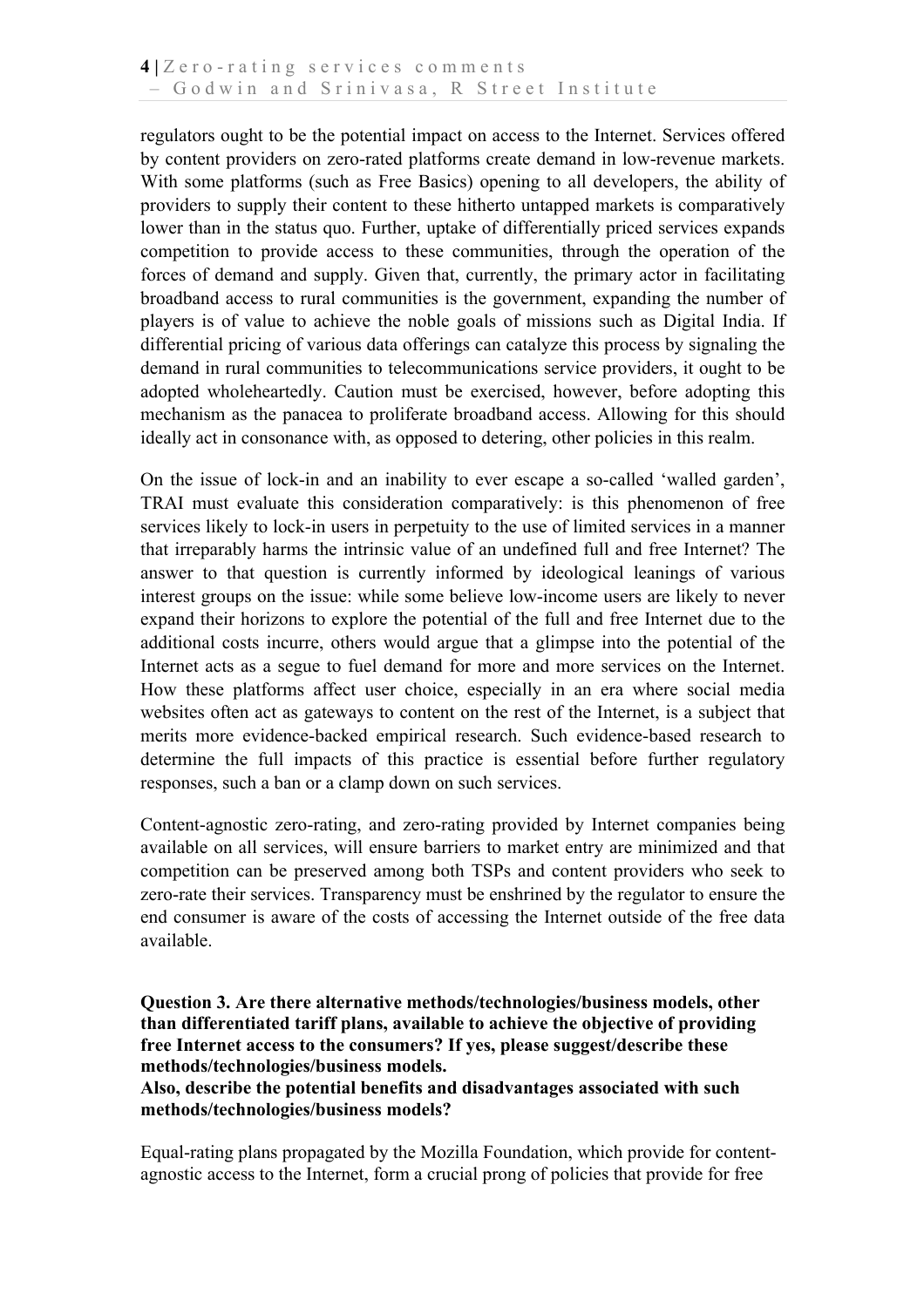regulators ought to be the potential impact on access to the Internet. Services offered by content providers on zero-rated platforms create demand in low-revenue markets. With some platforms (such as Free Basics) opening to all developers, the ability of providers to supply their content to these hitherto untapped markets is comparatively lower than in the status quo. Further, uptake of differentially priced services expands competition to provide access to these communities, through the operation of the forces of demand and supply. Given that, currently, the primary actor in facilitating broadband access to rural communities is the government, expanding the number of players is of value to achieve the noble goals of missions such as Digital India. If differential pricing of various data offerings can catalyze this process by signaling the demand in rural communities to telecommunications service providers, it ought to be adopted wholeheartedly. Caution must be exercised, however, before adopting this mechanism as the panacea to proliferate broadband access. Allowing for this should ideally act in consonance with, as opposed to detering, other policies in this realm.

On the issue of lock-in and an inability to ever escape a so-called 'walled garden', TRAI must evaluate this consideration comparatively: is this phenomenon of free services likely to lock-in users in perpetuity to the use of limited services in a manner that irreparably harms the intrinsic value of an undefined full and free Internet? The answer to that question is currently informed by ideological leanings of various interest groups on the issue: while some believe low-income users are likely to never expand their horizons to explore the potential of the full and free Internet due to the additional costs incurre, others would argue that a glimpse into the potential of the Internet acts as a segue to fuel demand for more and more services on the Internet. How these platforms affect user choice, especially in an era where social media websites often act as gateways to content on the rest of the Internet, is a subject that merits more evidence-backed empirical research. Such evidence-based research to determine the full impacts of this practice is essential before further regulatory responses, such a ban or a clamp down on such services.

Content-agnostic zero-rating, and zero-rating provided by Internet companies being available on all services, will ensure barriers to market entry are minimized and that competition can be preserved among both TSPs and content providers who seek to zero-rate their services. Transparency must be enshrined by the regulator to ensure the end consumer is aware of the costs of accessing the Internet outside of the free data available.

**Question 3. Are there alternative methods/technologies/business models, other than differentiated tariff plans, available to achieve the objective of providing free Internet access to the consumers? If yes, please suggest/describe these methods/technologies/business models.**
**Also, describe the potential benefits and disadvantages associated with such methods/technologies/business models?**

Equal-rating plans propagated by the Mozilla Foundation, which provide for content-agnostic access to the Internet, form a crucial prong of policies that provide for free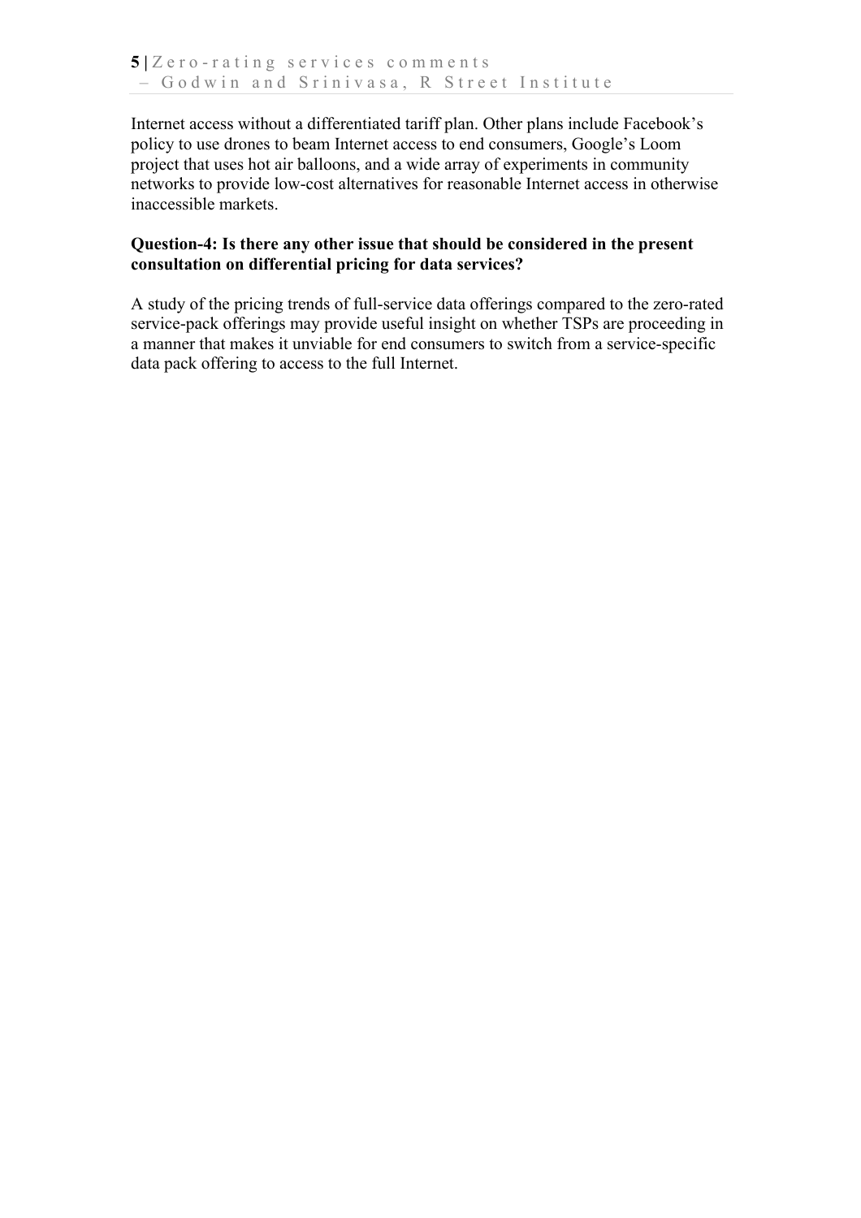Internet access without a differentiated tariff plan. Other plans include Facebook's policy to use drones to beam Internet access to end consumers, Google's Loom project that uses hot air balloons, and a wide array of experiments in community networks to provide low-cost alternatives for reasonable Internet access in otherwise inaccessible markets.

**Question-4: Is there any other issue that should be considered in the present consultation on differential pricing for data services?**

A study of the pricing trends of full-service data offerings compared to the zero-rated service-pack offerings may provide useful insight on whether TSPs are proceeding in a manner that makes it unviable for end consumers to switch from a service-specific data pack offering to access to the full Internet.